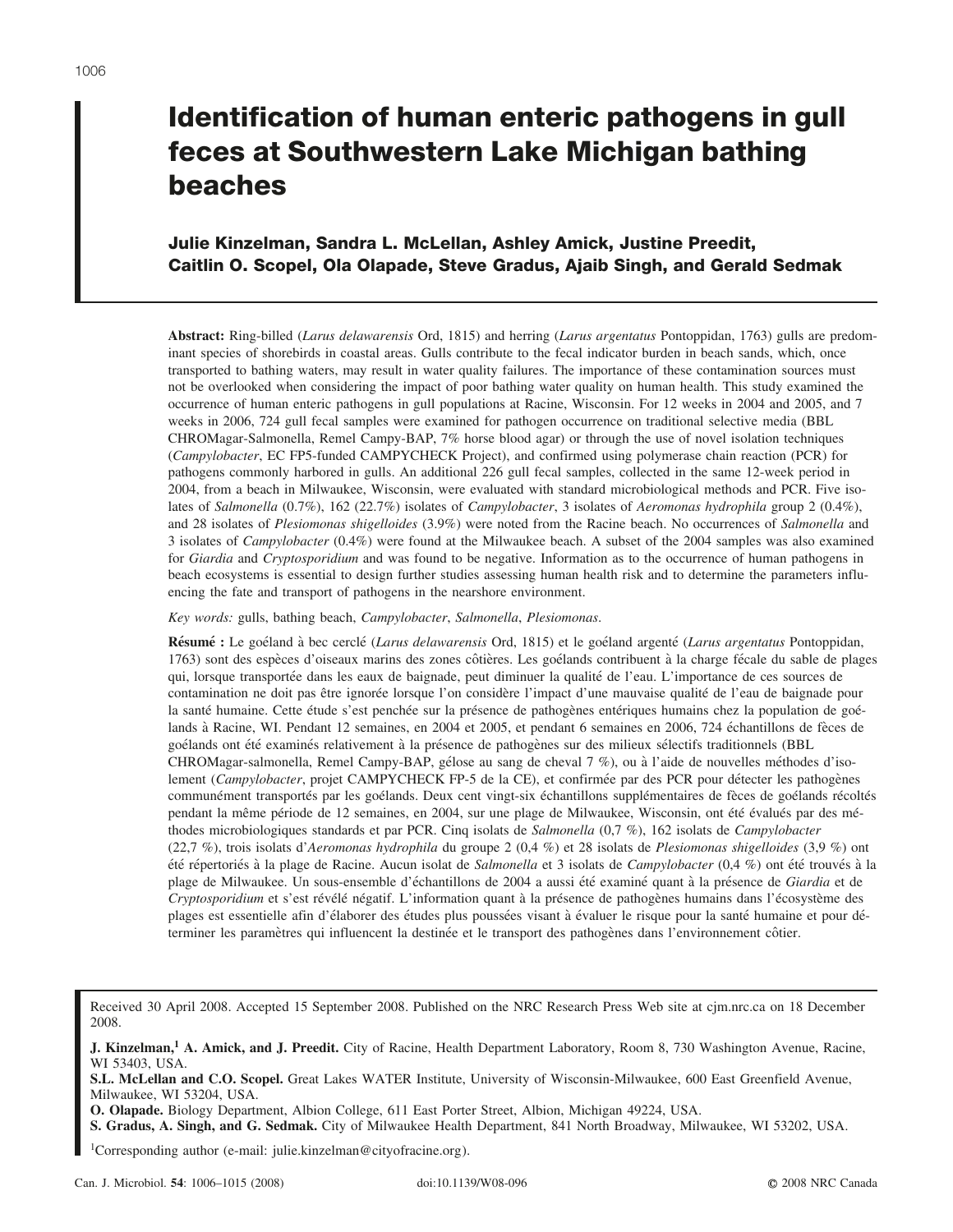# Identification of human enteric pathogens in gull feces at Southwestern Lake Michigan bathing beaches

**Julie Kinzelman, Sandra L. McLellan, Ashley Amick, Justine Preedit, Caitlin O. Scopel, Ola Olapade, Steve Gradus, Ajaib Singh, and Gerald Sedmak**

**Abstract:** Ring-billed (*Larus delawarensis* Ord, 1815) and herring (*Larus argentatus* Pontoppidan, 1763) gulls are predominant species of shorebirds in coastal areas. Gulls contribute to the fecal indicator burden in beach sands, which, once transported to bathing waters, may result in water quality failures. The importance of these contamination sources must not be overlooked when considering the impact of poor bathing water quality on human health. This study examined the occurrence of human enteric pathogens in gull populations at Racine, Wisconsin. For 12 weeks in 2004 and 2005, and 7 weeks in 2006, 724 gull fecal samples were examined for pathogen occurrence on traditional selective media (BBL CHROMagar-Salmonella, Remel Campy-BAP, 7% horse blood agar) or through the use of novel isolation techniques (*Campylobacter*, EC FP5-funded CAMPYCHECK Project), and confirmed using polymerase chain reaction (PCR) for pathogens commonly harbored in gulls. An additional 226 gull fecal samples, collected in the same 12-week period in 2004, from a beach in Milwaukee, Wisconsin, were evaluated with standard microbiological methods and PCR. Five isolates of *Salmonella* (0.7%), 162 (22.7%) isolates of *Campylobacter*, 3 isolates of *Aeromonas hydrophila* group 2 (0.4%), and 28 isolates of *Plesiomonas shigelloides* (3.9%) were noted from the Racine beach. No occurrences of *Salmonella* and 3 isolates of *Campylobacter* (0.4%) were found at the Milwaukee beach. A subset of the 2004 samples was also examined for *Giardia* and *Cryptosporidium* and was found to be negative. Information as to the occurrence of human pathogens in beach ecosystems is essential to design further studies assessing human health risk and to determine the parameters influencing the fate and transport of pathogens in the nearshore environment.

*Key words:* gulls, bathing beach, *Campylobacter*, *Salmonella*, *Plesiomonas*.

**Résumé :** Le goéland à bec cerclé (*Larus delawarensis* Ord, 1815) et le goéland argenté (*Larus argentatus* Pontoppidan, 1763) sont des espèces d'oiseaux marins des zones côtières. Les goélands contribuent à la charge fécale du sable de plages qui, lorsque transportée dans les eaux de baignade, peut diminuer la qualité de l'eau. L'importance de ces sources de contamination ne doit pas être ignorée lorsque l'on considère l'impact d'une mauvaise qualité de l'eau de baignade pour la santé humaine. Cette étude s'est penchée sur la présence de pathogènes entériques humains chez la population de goélands à Racine, WI. Pendant 12 semaines, en 2004 et 2005, et pendant 6 semaines en 2006, 724 échantillons de fèces de goélands ont été examinés relativement à la présence de pathogènes sur des milieux sélectifs traditionnels (BBL CHROMagar-salmonella, Remel Campy-BAP, gélose au sang de cheval 7 %), ou à l'aide de nouvelles méthodes d'isolement (*Campylobacter*, projet CAMPYCHECK FP-5 de la CE), et confirmée par des PCR pour détecter les pathogènes communément transportés par les goélands. Deux cent vingt-six échantillons supplémentaires de fèces de goélands récoltés pendant la même période de 12 semaines, en 2004, sur une plage de Milwaukee, Wisconsin, ont été évalués par des méthodes microbiologiques standards et par PCR. Cinq isolats de *Salmonella* (0,7 %), 162 isolats de *Campylobacter* (22,7 %), trois isolats d'*Aeromonas hydrophila* du groupe 2 (0,4 %) et 28 isolats de *Plesiomonas shigelloides* (3,9 %) ont été répertoriés à la plage de Racine. Aucun isolat de *Salmonella* et 3 isolats de *Campylobacter* (0,4 %) ont été trouvés à la plage de Milwaukee. Un sous-ensemble d'échantillons de 2004 a aussi été examiné quant à la présence de *Giardia* et de *Cryptosporidium* et s'est révélé négatif. L'information quant à la présence de pathogènes humains dans l'écosystème des plages est essentielle afin d'élaborer des études plus poussées visant à évaluer le risque pour la santé humaine et pour déterminer les paramètres qui influencent la destinée et le transport des pathogènes dans l'environnement côtier.

Received 30 April 2008. Accepted 15 September 2008. Published on the NRC Research Press Web site at cjm.nrc.ca on 18 December 2008.

**J. Kinzelman,[1] A. Amick, and J. Preedit.** City of Racine, Health Department Laboratory, Room 8, 730 Washington Avenue, Racine, WI 53403, USA.
**S.L. McLellan and C.O. Scopel.** Great Lakes WATER Institute, University of Wisconsin-Milwaukee, 600 East Greenfield Avenue, Milwaukee, WI 53204, USA.
**O. Olapade.** Biology Department, Albion College, 611 East Porter Street, Albion, Michigan 49224, USA.
**S. Gradus, A. Singh, and G. Sedmak.** City of Milwaukee Health Department, 841 North Broadway, Milwaukee, WI 53202, USA.

[1]Corresponding author (e-mail: julie.kinzelman@cityofracine.org).

doi:10.1139/W08-096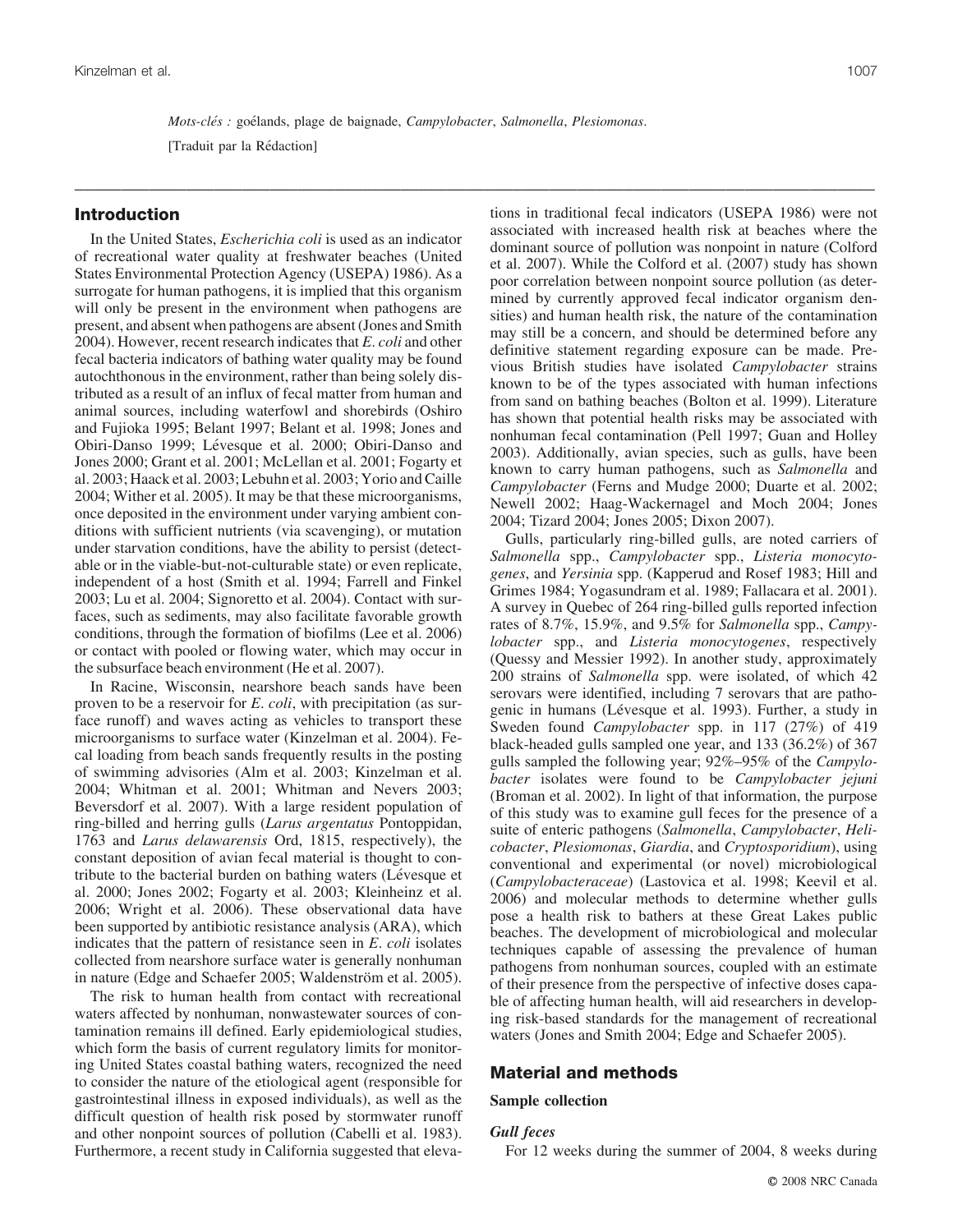*Mots-clés :* goélands, plage de baignade, *Campylobacter*, *Salmonella*, *Plesiomonas*.

[Traduit par la Rédaction]

## Introduction

In the United States, *Escherichia coli* is used as an indicator of recreational water quality at freshwater beaches (United States Environmental Protection Agency (USEPA) 1986). As a surrogate for human pathogens, it is implied that this organism will only be present in the environment when pathogens are present, and absent when pathogens are absent (Jones and Smith 2004). However, recent research indicates that *E. coli* and other fecal bacteria indicators of bathing water quality may be found autochthonous in the environment, rather than being solely distributed as a result of an influx of fecal matter from human and animal sources, including waterfowl and shorebirds (Oshiro and Fujioka 1995; Belant 1997; Belant et al. 1998; Jones and Obiri-Danso 1999; Lévesque et al. 2000; Obiri-Danso and Jones 2000; Grant et al. 2001; McLellan et al. 2001; Fogarty et al. 2003; Haack et al. 2003; Lebuhn et al. 2003; Yorio and Caille 2004; Wither et al. 2005). It may be that these microorganisms, once deposited in the environment under varying ambient conditions with sufficient nutrients (via scavenging), or mutation under starvation conditions, have the ability to persist (detectable or in the viable-but-not-culturable state) or even replicate, independent of a host (Smith et al. 1994; Farrell and Finkel 2003; Lu et al. 2004; Signoretto et al. 2004). Contact with surfaces, such as sediments, may also facilitate favorable growth conditions, through the formation of biofilms (Lee et al. 2006) or contact with pooled or flowing water, which may occur in the subsurface beach environment (He et al. 2007).

In Racine, Wisconsin, nearshore beach sands have been proven to be a reservoir for *E. coli*, with precipitation (as surface runoff) and waves acting as vehicles to transport these microorganisms to surface water (Kinzelman et al. 2004). Fecal loading from beach sands frequently results in the posting of swimming advisories (Alm et al. 2003; Kinzelman et al. 2004; Whitman et al. 2001; Whitman and Nevers 2003; Beversdorf et al. 2007). With a large resident population of ring-billed and herring gulls (*Larus argentatus* Pontoppidan, 1763 and *Larus delawarensis* Ord, 1815, respectively), the constant deposition of avian fecal material is thought to contribute to the bacterial burden on bathing waters (Lévesque et al. 2000; Jones 2002; Fogarty et al. 2003; Kleinheinz et al. 2006; Wright et al. 2006). These observational data have been supported by antibiotic resistance analysis (ARA), which indicates that the pattern of resistance seen in *E. coli* isolates collected from nearshore surface water is generally nonhuman in nature (Edge and Schaefer 2005; Waldenström et al. 2005).

The risk to human health from contact with recreational waters affected by nonhuman, nonwastewater sources of contamination remains ill defined. Early epidemiological studies, which form the basis of current regulatory limits for monitoring United States coastal bathing waters, recognized the need to consider the nature of the etiological agent (responsible for gastrointestinal illness in exposed individuals), as well as the difficult question of health risk posed by stormwater runoff and other nonpoint sources of pollution (Cabelli et al. 1983). Furthermore, a recent study in California suggested that elevations in traditional fecal indicators (USEPA 1986) were not associated with increased health risk at beaches where the dominant source of pollution was nonpoint in nature (Colford et al. 2007). While the Colford et al. (2007) study has shown poor correlation between nonpoint source pollution (as determined by currently approved fecal indicator organism densities) and human health risk, the nature of the contamination may still be a concern, and should be determined before any definitive statement regarding exposure can be made. Previous British studies have isolated *Campylobacter* strains known to be of the types associated with human infections from sand on bathing beaches (Bolton et al. 1999). Literature has shown that potential health risks may be associated with nonhuman fecal contamination (Pell 1997; Guan and Holley 2003). Additionally, avian species, such as gulls, have been known to carry human pathogens, such as *Salmonella* and *Campylobacter* (Ferns and Mudge 2000; Duarte et al. 2002; Newell 2002; Haag-Wackernagel and Moch 2004; Jones 2004; Tizard 2004; Jones 2005; Dixon 2007).

Gulls, particularly ring-billed gulls, are noted carriers of *Salmonella* spp., *Campylobacter* spp., *Listeria monocytogenes*, and *Yersinia* spp. (Kapperud and Rosef 1983; Hill and Grimes 1984; Yogasundram et al. 1989; Fallacara et al. 2001). A survey in Quebec of 264 ring-billed gulls reported infection rates of 8.7%, 15.9%, and 9.5% for *Salmonella* spp., *Campylobacter* spp., and *Listeria monocytogenes*, respectively (Quessy and Messier 1992). In another study, approximately 200 strains of *Salmonella* spp. were isolated, of which 42 serovars were identified, including 7 serovars that are pathogenic in humans (Lévesque et al. 1993). Further, a study in Sweden found *Campylobacter* spp. in 117 (27%) of 419 black-headed gulls sampled one year, and 133 (36.2%) of 367 gulls sampled the following year; 92%–95% of the *Campylobacter* isolates were found to be *Campylobacter jejuni* (Broman et al. 2002). In light of that information, the purpose of this study was to examine gull feces for the presence of a suite of enteric pathogens (*Salmonella*, *Campylobacter*, *Helicobacter*, *Plesiomonas*, *Giardia*, and *Cryptosporidium*), using conventional and experimental (or novel) microbiological (*Campylobacteraceae*) (Lastovica et al. 1998; Keevil et al. 2006) and molecular methods to determine whether gulls pose a health risk to bathers at these Great Lakes public beaches. The development of microbiological and molecular techniques capable of assessing the prevalence of human pathogens from nonhuman sources, coupled with an estimate of their presence from the perspective of infective doses capable of affecting human health, will aid researchers in developing risk-based standards for the management of recreational waters (Jones and Smith 2004; Edge and Schaefer 2005).

## Material and methods

### Sample collection

#### *Gull feces*

For 12 weeks during the summer of 2004, 8 weeks during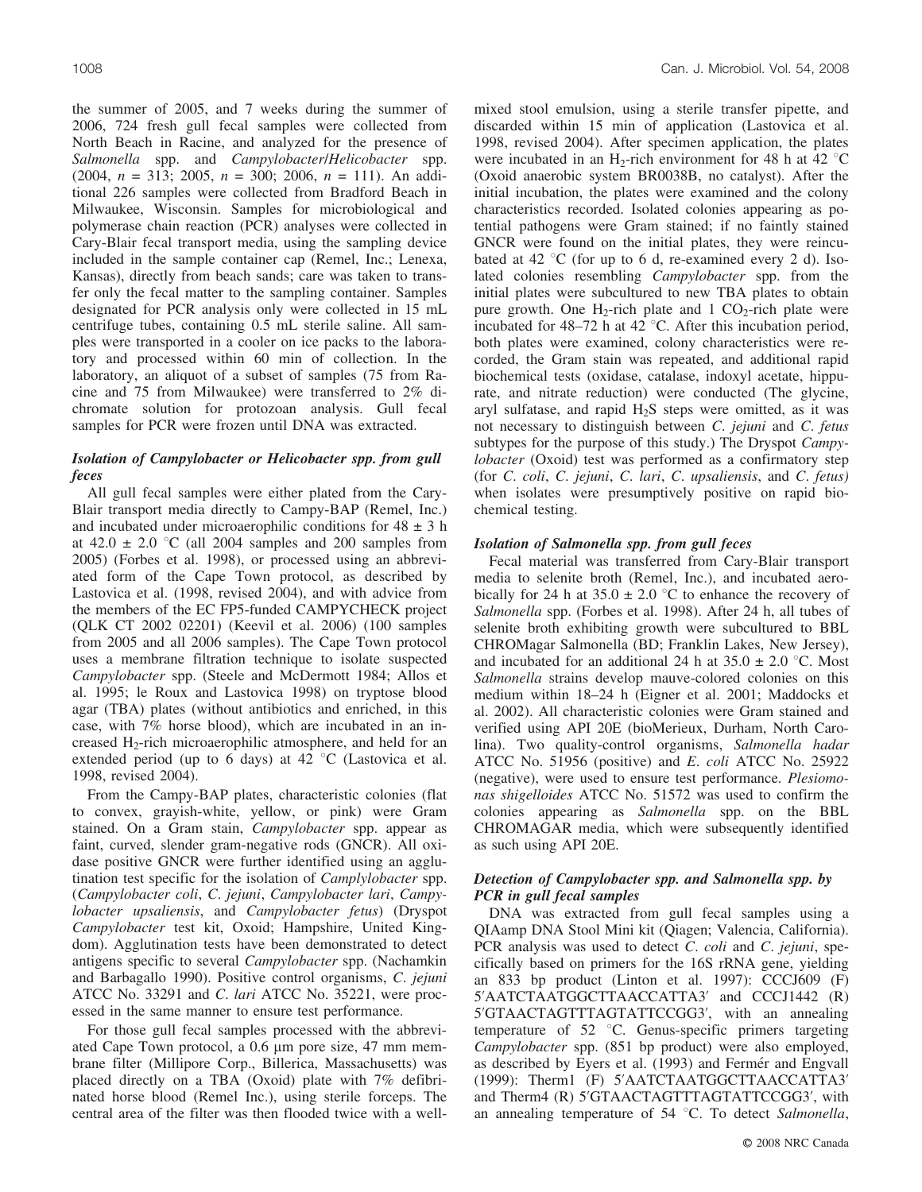the summer of 2005, and 7 weeks during the summer of 2006, 724 fresh gull fecal samples were collected from North Beach in Racine, and analyzed for the presence of *Salmonella* spp. and *Campylobacter*/*Helicobacter* spp. (2004, *n* = 313; 2005, *n* = 300; 2006, *n* = 111). An additional 226 samples were collected from Bradford Beach in Milwaukee, Wisconsin. Samples for microbiological and polymerase chain reaction (PCR) analyses were collected in Cary-Blair fecal transport media, using the sampling device included in the sample container cap (Remel, Inc.; Lenexa, Kansas), directly from beach sands; care was taken to transfer only the fecal matter to the sampling container. Samples designated for PCR analysis only were collected in 15 mL centrifuge tubes, containing 0.5 mL sterile saline. All samples were transported in a cooler on ice packs to the laboratory and processed within 60 min of collection. In the laboratory, an aliquot of a subset of samples (75 from Racine and 75 from Milwaukee) were transferred to 2% dichromate solution for protozoan analysis. Gull fecal samples for PCR were frozen until DNA was extracted.

### *Isolation of Campylobacter or Helicobacter spp. from gull feces*

All gull fecal samples were either plated from the Cary-Blair transport media directly to Campy-BAP (Remel, Inc.) and incubated under microaerophilic conditions for 48 ± 3 h at 42.0 ± 2.0 °C (all 2004 samples and 200 samples from 2005) (Forbes et al. 1998), or processed using an abbreviated form of the Cape Town protocol, as described by Lastovica et al. (1998, revised 2004), and with advice from the members of the EC FP5-funded CAMPYCHECK project (QLK CT 2002 02201) (Keevil et al. 2006) (100 samples from 2005 and all 2006 samples). The Cape Town protocol uses a membrane filtration technique to isolate suspected *Campylobacter* spp. (Steele and McDermott 1984; Allos et al. 1995; le Roux and Lastovica 1998) on tryptose blood agar (TBA) plates (without antibiotics and enriched, in this case, with 7% horse blood), which are incubated in an increased $H_2$-rich microaerophilic atmosphere, and held for an extended period (up to 6 days) at 42 °C (Lastovica et al. 1998, revised 2004).

From the Campy-BAP plates, characteristic colonies (flat to convex, grayish-white, yellow, or pink) were Gram stained. On a Gram stain, *Campylobacter* spp. appear as faint, curved, slender gram-negative rods (GNCR). All oxidase positive GNCR were further identified using an agglutination test specific for the isolation of *Camplylobacter* spp. (*Campylobacter coli*, *C. jejuni*, *Campylobacter lari*, *Campylobacter upsaliensis*, and *Campylobacter fetus*) (Dryspot *Campylobacter* test kit, Oxoid; Hampshire, United Kingdom). Agglutination tests have been demonstrated to detect antigens specific to several *Campylobacter* spp. (Nachamkin and Barbagallo 1990). Positive control organisms, *C. jejuni* ATCC No. 33291 and *C. lari* ATCC No. 35221, were processed in the same manner to ensure test performance.

For those gull fecal samples processed with the abbreviated Cape Town protocol, a 0.6 µm pore size, 47 mm membrane filter (Millipore Corp., Billerica, Massachusetts) was placed directly on a TBA (Oxoid) plate with 7% defibrinated horse blood (Remel Inc.), using sterile forceps. The central area of the filter was then flooded twice with a well-mixed stool emulsion, using a sterile transfer pipette, and discarded within 15 min of application (Lastovica et al. 1998, revised 2004). After specimen application, the plates were incubated in an $H_2$-rich environment for 48 h at 42 °C (Oxoid anaerobic system BR0038B, no catalyst). After the initial incubation, the plates were examined and the colony characteristics recorded. Isolated colonies appearing as potential pathogens were Gram stained; if no faintly stained GNCR were found on the initial plates, they were reincubated at 42 °C (for up to 6 d, re-examined every 2 d). Isolated colonies resembling *Campylobacter* spp. from the initial plates were subcultured to new TBA plates to obtain pure growth. One $H_2$-rich plate and 1 $CO_2$-rich plate were incubated for 48–72 h at 42 °C. After this incubation period, both plates were examined, colony characteristics were recorded, the Gram stain was repeated, and additional rapid biochemical tests (oxidase, catalase, indoxyl acetate, hippurate, and nitrate reduction) were conducted (The glycine, aryl sulfatase, and rapid $H_2S$ steps were omitted, as it was not necessary to distinguish between *C. jejuni* and *C. fetus* subtypes for the purpose of this study.) The Dryspot *Campylobacter* (Oxoid) test was performed as a confirmatory step (for *C. coli*, *C. jejuni*, *C. lari*, *C. upsaliensis*, and *C. fetus)* when isolates were presumptively positive on rapid biochemical testing.

### *Isolation of Salmonella spp. from gull feces*

Fecal material was transferred from Cary-Blair transport media to selenite broth (Remel, Inc.), and incubated aerobically for 24 h at 35.0 ± 2.0 °C to enhance the recovery of *Salmonella* spp. (Forbes et al. 1998). After 24 h, all tubes of selenite broth exhibiting growth were subcultured to BBL CHROMagar Salmonella (BD; Franklin Lakes, New Jersey), and incubated for an additional 24 h at 35.0 ± 2.0 °C. Most *Salmonella* strains develop mauve-colored colonies on this medium within 18–24 h (Eigner et al. 2001; Maddocks et al. 2002). All characteristic colonies were Gram stained and verified using API 20E (bioMerieux, Durham, North Carolina). Two quality-control organisms, *Salmonella hadar* ATCC No. 51956 (positive) and *E. coli* ATCC No. 25922 (negative), were used to ensure test performance. *Plesiomonas shigelloides* ATCC No. 51572 was used to confirm the colonies appearing as *Salmonella* spp. on the BBL CHROMAGAR media, which were subsequently identified as such using API 20E.

### *Detection of Campylobacter spp. and Salmonella spp. by PCR in gull fecal samples*

DNA was extracted from gull fecal samples using a QIAamp DNA Stool Mini kit (Qiagen; Valencia, California). PCR analysis was used to detect *C. coli* and *C. jejuni*, specifically based on primers for the 16S rRNA gene, yielding an 833 bp product (Linton et al. 1997): CCCJ609 (F) 5′AATCTAATGGCTTAACCATTA3′ and CCCJ1442 (R) 5′GTAACTAGTTTAGTATTCCGG3′, with an annealing temperature of 52 °C. Genus-specific primers targeting *Campylobacter* spp. (851 bp product) were also employed, as described by Eyers et al. (1993) and Fermér and Engvall (1999): Therm1 (F) 5′AATCTAATGGCTTAACCATTA3′ and Therm4 (R) 5′GTAACTAGTTTAGTATTCCGG3′, with an annealing temperature of 54 °C. To detect *Salmonella*,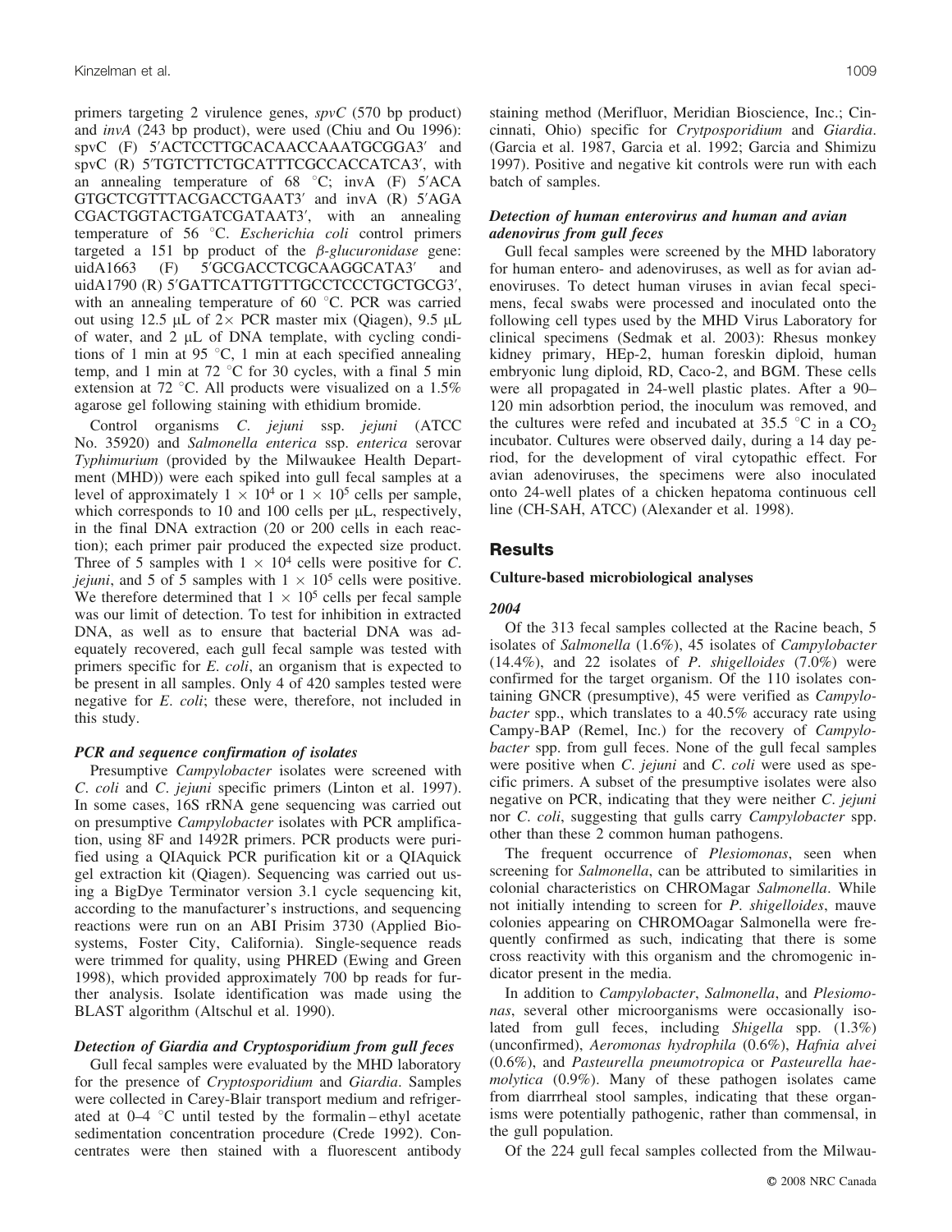primers targeting 2 virulence genes, *spvC* (570 bp product) and *invA* (243 bp product), were used (Chiu and Ou 1996): spvC (F) 5′ACTCCTTGCACAACCAAATGCGGA3′ and spvC (R) 5′TGTCTTCTGCATTTCGCCACCATCA3′, with an annealing temperature of 68 °C; invA (F) 5′ACA GTGCTCGTTTACGACCTGAAT3′ and invA (R) 5′AGA CGACTGGTACTGATCGATAAT3′, with an annealing temperature of 56 °C. *Escherichia coli* control primers targeted a 151 bp product of the *β-glucuronidase* gene: uidA1663 (F) 5′GCGACCTCGCAAGGCATA3′ and uidA1790 (R) 5′GATTCATTGTTTGCCTCCCTGCTGCG3′, with an annealing temperature of 60 °C. PCR was carried out using 12.5 μL of 2× PCR master mix (Qiagen), 9.5 μL of water, and 2 μL of DNA template, with cycling conditions of 1 min at 95 °C, 1 min at each specified annealing temp, and 1 min at 72 °C for 30 cycles, with a final 5 min extension at 72 °C. All products were visualized on a 1.5% agarose gel following staining with ethidium bromide.

Control organisms *C. jejuni* ssp. *jejuni* (ATCC No. 35920) and *Salmonella enterica* ssp. *enterica* serovar *Typhimurium* (provided by the Milwaukee Health Department (MHD)) were each spiked into gull fecal samples at a level of approximately $1 \times 10^4$ or $1 \times 10^5$ cells per sample, which corresponds to 10 and 100 cells per μL, respectively, in the final DNA extraction (20 or 200 cells in each reaction); each primer pair produced the expected size product. Three of 5 samples with $1 \times 10^4$ cells were positive for *C. jejuni*, and 5 of 5 samples with $1 \times 10^5$ cells were positive. We therefore determined that $1 \times 10^5$ cells per fecal sample was our limit of detection. To test for inhibition in extracted DNA, as well as to ensure that bacterial DNA was adequately recovered, each gull fecal sample was tested with primers specific for *E. coli*, an organism that is expected to be present in all samples. Only 4 of 420 samples tested were negative for *E. coli*; these were, therefore, not included in this study.

#### *PCR and sequence confirmation of isolates*

Presumptive *Campylobacter* isolates were screened with *C. coli* and *C. jejuni* specific primers (Linton et al. 1997). In some cases, 16S rRNA gene sequencing was carried out on presumptive *Campylobacter* isolates with PCR amplification, using 8F and 1492R primers. PCR products were purified using a QIAquick PCR purification kit or a QIAquick gel extraction kit (Qiagen). Sequencing was carried out using a BigDye Terminator version 3.1 cycle sequencing kit, according to the manufacturer's instructions, and sequencing reactions were run on an ABI Prisim 3730 (Applied Biosystems, Foster City, California). Single-sequence reads were trimmed for quality, using PHRED (Ewing and Green 1998), which provided approximately 700 bp reads for further analysis. Isolate identification was made using the BLAST algorithm (Altschul et al. 1990).

#### *Detection of Giardia and Cryptosporidium from gull feces*

Gull fecal samples were evaluated by the MHD laboratory for the presence of *Cryptosporidium* and *Giardia*. Samples were collected in Carey-Blair transport medium and refrigerated at 0–4 °C until tested by the formalin – ethyl acetate sedimentation concentration procedure (Crede 1992). Concentrates were then stained with a fluorescent antibody staining method (Merifluor, Meridian Bioscience, Inc.; Cincinnati, Ohio) specific for *Crytposporidium* and *Giardia*. (Garcia et al. 1987, Garcia et al. 1992; Garcia and Shimizu 1997). Positive and negative kit controls were run with each batch of samples.

#### *Detection of human enterovirus and human and avian adenovirus from gull feces*

Gull fecal samples were screened by the MHD laboratory for human entero- and adenoviruses, as well as for avian adenoviruses. To detect human viruses in avian fecal specimens, fecal swabs were processed and inoculated onto the following cell types used by the MHD Virus Laboratory for clinical specimens (Sedmak et al. 2003): Rhesus monkey kidney primary, HEp-2, human foreskin diploid, human embryonic lung diploid, RD, Caco-2, and BGM. These cells were all propagated in 24-well plastic plates. After a 90–120 min adsorbtion period, the inoculum was removed, and the cultures were refed and incubated at 35.5 °C in a $CO_2$ incubator. Cultures were observed daily, during a 14 day period, for the development of viral cytopathic effect. For avian adenoviruses, the specimens were also inoculated onto 24-well plates of a chicken hepatoma continuous cell line (CH-SAH, ATCC) (Alexander et al. 1998).

## Results

### Culture-based microbiological analyses

#### *2004*

Of the 313 fecal samples collected at the Racine beach, 5 isolates of *Salmonella* (1.6%), 45 isolates of *Campylobacter* (14.4%), and 22 isolates of *P. shigelloides* (7.0%) were confirmed for the target organism. Of the 110 isolates containing GNCR (presumptive), 45 were verified as *Campylobacter* spp., which translates to a 40.5% accuracy rate using Campy-BAP (Remel, Inc.) for the recovery of *Campylobacter* spp. from gull feces. None of the gull fecal samples were positive when *C. jejuni* and *C. coli* were used as specific primers. A subset of the presumptive isolates were also negative on PCR, indicating that they were neither *C. jejuni* nor *C. coli*, suggesting that gulls carry *Campylobacter* spp. other than these 2 common human pathogens.

The frequent occurrence of *Plesiomonas*, seen when screening for *Salmonella*, can be attributed to similarities in colonial characteristics on CHROMagar *Salmonella*. While not initially intending to screen for *P. shigelloides*, mauve colonies appearing on CHROMOagar Salmonella were frequently confirmed as such, indicating that there is some cross reactivity with this organism and the chromogenic indicator present in the media.

In addition to *Campylobacter*, *Salmonella*, and *Plesiomonas*, several other microorganisms were occasionally isolated from gull feces, including *Shigella* spp. (1.3%) (unconfirmed), *Aeromonas hydrophila* (0.6%), *Hafnia alvei* (0.6%), and *Pasteurella pneumotropica* or *Pasteurella haemolytica* (0.9%). Many of these pathogen isolates came from diarrrheal stool samples, indicating that these organisms were potentially pathogenic, rather than commensal, in the gull population.

Of the 224 gull fecal samples collected from the Milwau-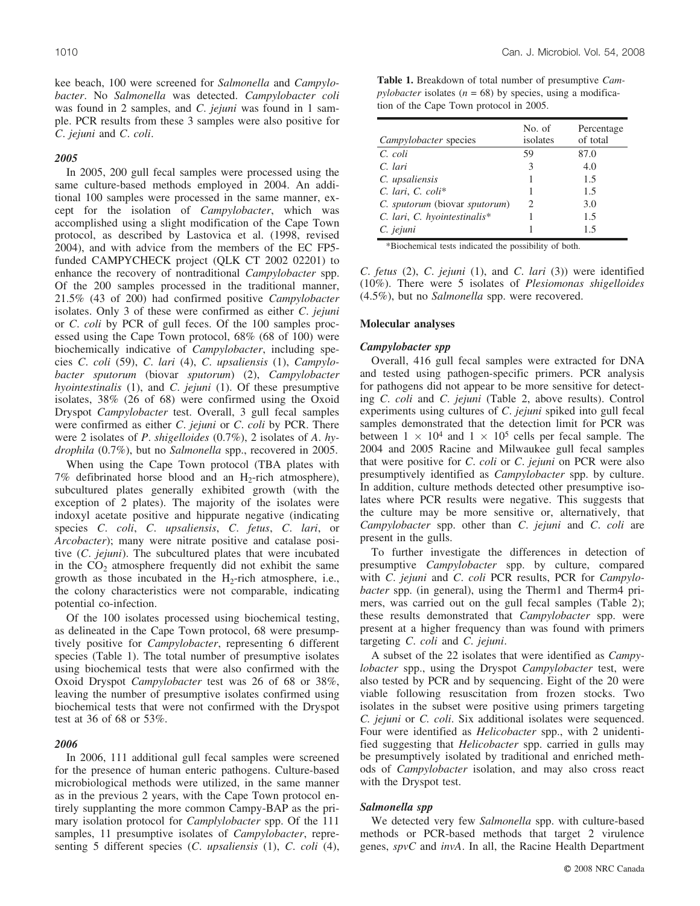kee beach, 100 were screened for *Salmonella* and *Campylobacter*. No *Salmonella* was detected. *Campylobacter coli* was found in 2 samples, and *C. jejuni* was found in 1 sample. PCR results from these 3 samples were also positive for *C. jejuni* and *C. coli*.

### *2005*

In 2005, 200 gull fecal samples were processed using the same culture-based methods employed in 2004. An additional 100 samples were processed in the same manner, except for the isolation of *Campylobacter*, which was accomplished using a slight modification of the Cape Town protocol, as described by Lastovica et al. (1998, revised 2004), and with advice from the members of the EC FP5-funded CAMPYCHECK project (QLK CT 2002 02201) to enhance the recovery of nontraditional *Campylobacter* spp. Of the 200 samples processed in the traditional manner, 21.5% (43 of 200) had confirmed positive *Campylobacter* isolates. Only 3 of these were confirmed as either *C. jejuni* or *C. coli* by PCR of gull feces. Of the 100 samples processed using the Cape Town protocol, 68% (68 of 100) were biochemically indicative of *Campylobacter*, including species *C. coli* (59), *C. lari* (4), *C. upsaliensis* (1), *Campylobacter sputorum* (biovar *sputorum*) (2), *Campylobacter hyointestinalis* (1), and *C. jejuni* (1). Of these presumptive isolates, 38% (26 of 68) were confirmed using the Oxoid Dryspot *Campylobacter* test. Overall, 3 gull fecal samples were confirmed as either *C. jejuni* or *C. coli* by PCR. There were 2 isolates of *P. shigelloides* (0.7%), 2 isolates of *A. hydrophila* (0.7%), but no *Salmonella* spp., recovered in 2005.

When using the Cape Town protocol (TBA plates with 7% defibrinated horse blood and an $H_2$-rich atmosphere), subcultured plates generally exhibited growth (with the exception of 2 plates). The majority of the isolates were indoxyl acetate positive and hippurate negative (indicating species *C. coli*, *C. upsaliensis*, *C. fetus*, *C. lari*, or *Arcobacter*); many were nitrate positive and catalase positive (*C. jejuni*). The subcultured plates that were incubated in the $CO_2$ atmosphere frequently did not exhibit the same growth as those incubated in the $H_2$-rich atmosphere, i.e., the colony characteristics were not comparable, indicating potential co-infection.

Of the 100 isolates processed using biochemical testing, as delineated in the Cape Town protocol, 68 were presumptively positive for *Campylobacter*, representing 6 different species (Table 1). The total number of presumptive isolates using biochemical tests that were also confirmed with the Oxoid Dryspot *Campylobacter* test was 26 of 68 or 38%, leaving the number of presumptive isolates confirmed using biochemical tests that were not confirmed with the Dryspot test at 36 of 68 or 53%.

**Table 1.** Breakdown of total number of presumptive *Campylobacter* isolates ($n$ = 68) by species, using a modification of the Cape Town protocol in 2005.

| *Campylobacter* species | No. of isolates | Percentage of total |
|---|---|---|
| *C. coli* | 59 | 87.0 |
| *C. lari* | 3 | 4.0 |
| *C. upsaliensis* | 1 | 1.5 |
| *C. lari*, *C. coli*\* | 1 | 1.5 |
| *C. sputorum* (biovar *sputorum*) | 2 | 3.0 |
| *C. lari*, *C. hyointestinalis*\* | 1 | 1.5 |
| *C. jejuni* | 1 | 1.5 |

\*Biochemical tests indicated the possibility of both.

### *2006*

In 2006, 111 additional gull fecal samples were screened for the presence of human enteric pathogens. Culture-based microbiological methods were utilized, in the same manner as in the previous 2 years, with the Cape Town protocol entirely supplanting the more common Campy-BAP as the primary isolation protocol for *Camplylobacter* spp. Of the 111 samples, 11 presumptive isolates of *Campylobacter*, representing 5 different species (*C. upsaliensis* (1), *C. coli* (4), *C. fetus* (2), *C. jejuni* (1), and *C. lari* (3)) were identified (10%). There were 5 isolates of *Plesiomonas shigelloides* (4.5%), but no *Salmonella* spp. were recovered.

## Molecular analyses

### *Campylobacter spp*

Overall, 416 gull fecal samples were extracted for DNA and tested using pathogen-specific primers. PCR analysis for pathogens did not appear to be more sensitive for detecting *C. coli* and *C. jejuni* (Table 2, above results). Control experiments using cultures of *C. jejuni* spiked into gull fecal samples demonstrated that the detection limit for PCR was between $1 \times 10^4$ and $1 \times 10^5$ cells per fecal sample. The 2004 and 2005 Racine and Milwaukee gull fecal samples that were positive for *C. coli* or *C. jejuni* on PCR were also presumptively identified as *Campylobacter* spp. by culture. In addition, culture methods detected other presumptive isolates where PCR results were negative. This suggests that the culture may be more sensitive or, alternatively, that *Campylobacter* spp. other than *C. jejuni* and *C. coli* are present in the gulls.

To further investigate the differences in detection of presumptive *Campylobacter* spp. by culture, compared with *C. jejuni* and *C. coli* PCR results, PCR for *Campylobacter* spp. (in general), using the Therm1 and Therm4 primers, was carried out on the gull fecal samples (Table 2); these results demonstrated that *Campylobacter* spp. were present at a higher frequency than was found with primers targeting *C. coli* and *C. jejuni*.

A subset of the 22 isolates that were identified as *Campylobacter* spp., using the Dryspot *Campylobacter* test, were also tested by PCR and by sequencing. Eight of the 20 were viable following resuscitation from frozen stocks. Two isolates in the subset were positive using primers targeting *C. jejuni* or *C. coli*. Six additional isolates were sequenced. Four were identified as *Helicobacter* spp., with 2 unidentified suggesting that *Helicobacter* spp. carried in gulls may be presumptively isolated by traditional and enriched methods of *Campylobacter* isolation, and may also cross react with the Dryspot test.

### *Salmonella spp*

We detected very few *Salmonella* spp. with culture-based methods or PCR-based methods that target 2 virulence genes, *spvC* and *invA*. In all, the Racine Health Department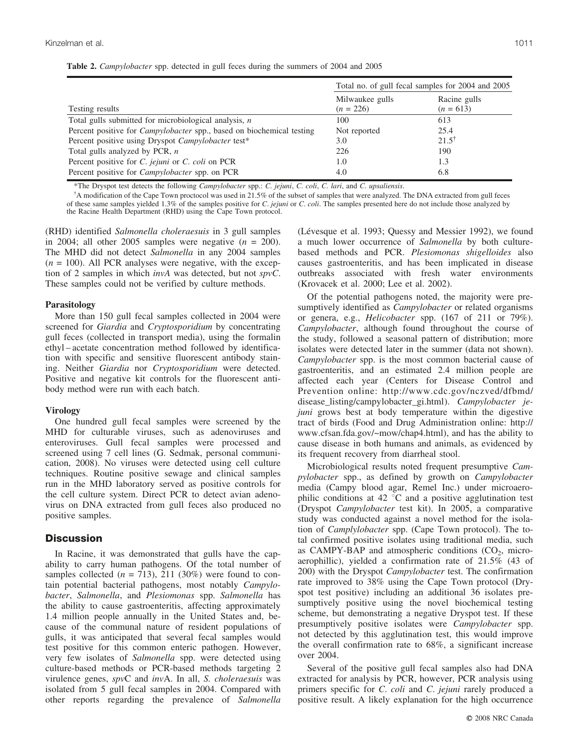**Table 2.** *Campylobacter* spp. detected in gull feces during the summers of 2004 and 2005

| | Total no. of gull fecal samples for 2004 and 2005 | |
|---|---|---|
| Testing results | Milwaukee gulls ($n$ = 226) | Racine gulls ($n$ = 613) |
| Total gulls submitted for microbiological analysis, $n$ | 100 | 613 |
| Percent positive for *Campylobacter* spp., based on biochemical testing | Not reported | 25.4 |
| Percent positive using Dryspot *Campylobacter* test* | 3.0 | 21.5[†] |
| Total gulls analyzed by PCR, $n$ | 226 | 190 |
| Percent positive for *C. jejuni* or *C. coli* on PCR | 1.0 | 1.3 |
| Percent positive for *Campylobacter* spp. on PCR | 4.0 | 6.8 |

*The Dryspot test detects the following *Campylobacter* spp.: *C. jejuni*, *C. coli*, *C. lari*, and *C. upsaliensis*.

[†]A modification of the Cape Town proctocol was used in 21.5% of the subset of samples that were analyzed. The DNA extracted from gull feces of these same samples yielded 1.3% of the samples positive for *C. jejuni* or *C. coli*. The samples presented here do not include those analyzed by the Racine Health Department (RHD) using the Cape Town protocol.

(RHD) identified *Salmonella choleraesuis* in 3 gull samples in 2004; all other 2005 samples were negative ($n$ = 200). The MHD did not detect *Salmonella* in any 2004 samples ($n$ = 100). All PCR analyses were negative, with the exception of 2 samples in which *invA* was detected, but not *spvC*. These samples could not be verified by culture methods.

### Parasitology

More than 150 gull fecal samples collected in 2004 were screened for *Giardia* and *Cryptosporidium* by concentrating gull feces (collected in transport media), using the formalin ethyl – acetate concentration method followed by identification with specific and sensitive fluorescent antibody staining. Neither *Giardia* nor *Cryptosporidium* were detected. Positive and negative kit controls for the fluorescent antibody method were run with each batch.

### Virology

One hundred gull fecal samples were screened by the MHD for culturable viruses, such as adenoviruses and enteroviruses. Gull fecal samples were processed and screened using 7 cell lines (G. Sedmak, personal communication, 2008). No viruses were detected using cell culture techniques. Routine positive sewage and clinical samples run in the MHD laboratory served as positive controls for the cell culture system. Direct PCR to detect avian adenovirus on DNA extracted from gull feces also produced no positive samples.

## Discussion

In Racine, it was demonstrated that gulls have the capability to carry human pathogens. Of the total number of samples collected ($n$ = 713), 211 (30%) were found to contain potential bacterial pathogens, most notably *Campylobacter*, *Salmonella*, and *Plesiomonas* spp. *Salmonella* has the ability to cause gastroenteritis, affecting approximately 1.4 million people annually in the United States and, because of the communal nature of resident populations of gulls, it was anticipated that several fecal samples would test positive for this common enteric pathogen. However, very few isolates of *Salmonella* spp. were detected using culture-based methods or PCR-based methods targeting 2 virulence genes, *spv*C and *inv*A. In all, *S. choleraesuis* was isolated from 5 gull fecal samples in 2004. Compared with other reports regarding the prevalence of *Salmonella* (Lévesque et al. 1993; Quessy and Messier 1992), we found a much lower occurrence of *Salmonella* by both culture-based methods and PCR. *Plesiomonas shigelloides* also causes gastroenteritis, and has been implicated in disease outbreaks associated with fresh water environments (Krovacek et al. 2000; Lee et al. 2002).

Of the potential pathogens noted, the majority were presumptively identified as *Campylobacter* or related organisms or genera, e.g., *Helicobacter* spp. (167 of 211 or 79%). *Campylobacter*, although found throughout the course of the study, followed a seasonal pattern of distribution; more isolates were detected later in the summer (data not shown). *Campylobacter* spp. is the most common bacterial cause of gastroenteritis, and an estimated 2.4 million people are affected each year (Centers for Disease Control and Prevention online: http://www.cdc.gov/nczved/dfbmd/disease_listing/campylobacter_gi.html). *Campylobacter jejuni* grows best at body temperature within the digestive tract of birds (Food and Drug Administration online: http://www.cfsan.fda.gov/~mow/chap4.html), and has the ability to cause disease in both humans and animals, as evidenced by its frequent recovery from diarrheal stool.

Microbiological results noted frequent presumptive *Campylobacter* spp., as defined by growth on *Campylobacter* media (Campy blood agar, Remel Inc.) under microaerophilic conditions at 42 °C and a positive agglutination test (Dryspot *Campylobacter* test kit). In 2005, a comparative study was conducted against a novel method for the isolation of *Camplylobacter* spp. (Cape Town protocol). The total confirmed positive isolates using traditional media, such as CAMPY-BAP and atmospheric conditions ($CO_2$, microaerophillic), yielded a confirmation rate of 21.5% (43 of 200) with the Dryspot *Campylobacter* test. The confirmation rate improved to 38% using the Cape Town protocol (Dryspot test positive) including an additional 36 isolates presumptively positive using the novel biochemical testing scheme, but demonstrating a negative Dryspot test. If these presumptively positive isolates were *Campylobacter* spp. not detected by this agglutination test, this would improve the overall confirmation rate to 68%, a significant increase over 2004.

Several of the positive gull fecal samples also had DNA extracted for analysis by PCR, however, PCR analysis using primers specific for *C. coli* and *C. jejuni* rarely produced a positive result. A likely explanation for the high occurrence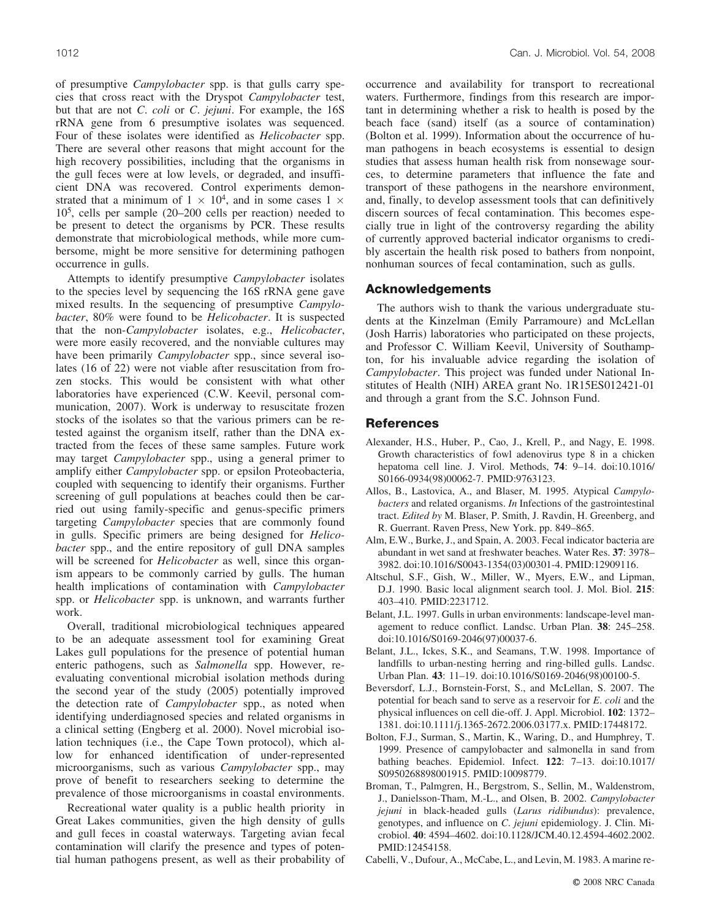of presumptive *Campylobacter* spp. is that gulls carry species that cross react with the Dryspot *Campylobacter* test, but that are not *C. coli* or *C. jejuni*. For example, the 16S rRNA gene from 6 presumptive isolates was sequenced. Four of these isolates were identified as *Helicobacter* spp. There are several other reasons that might account for the high recovery possibilities, including that the organisms in the gull feces were at low levels, or degraded, and insufficient DNA was recovered. Control experiments demonstrated that a minimum of $1 \times 10^4$, and in some cases $1 \times 10^5$, cells per sample (20–200 cells per reaction) needed to be present to detect the organisms by PCR. These results demonstrate that microbiological methods, while more cumbersome, might be more sensitive for determining pathogen occurrence in gulls.

Attempts to identify presumptive *Campylobacter* isolates to the species level by sequencing the 16S rRNA gene gave mixed results. In the sequencing of presumptive *Campylobacter*, 80% were found to be *Helicobacter*. It is suspected that the non-*Campylobacter* isolates, e.g., *Helicobacter*, were more easily recovered, and the nonviable cultures may have been primarily *Campylobacter* spp., since several isolates (16 of 22) were not viable after resuscitation from frozen stocks. This would be consistent with what other laboratories have experienced (C.W. Keevil, personal communication, 2007). Work is underway to resuscitate frozen stocks of the isolates so that the various primers can be retested against the organism itself, rather than the DNA extracted from the feces of these same samples. Future work may target *Campylobacter* spp., using a general primer to amplify either *Campylobacter* spp. or epsilon Proteobacteria, coupled with sequencing to identify their organisms. Further screening of gull populations at beaches could then be carried out using family-specific and genus-specific primers targeting *Campylobacter* species that are commonly found in gulls. Specific primers are being designed for *Helicobacter* spp., and the entire repository of gull DNA samples will be screened for *Helicobacter* as well, since this organism appears to be commonly carried by gulls. The human health implications of contamination with *Campylobacter* spp. or *Helicobacter* spp. is unknown, and warrants further work.

Overall, traditional microbiological techniques appeared to be an adequate assessment tool for examining Great Lakes gull populations for the presence of potential human enteric pathogens, such as *Salmonella* spp. However, reevaluating conventional microbial isolation methods during the second year of the study (2005) potentially improved the detection rate of *Campylobacter* spp., as noted when identifying underdiagnosed species and related organisms in a clinical setting (Engberg et al. 2000). Novel microbial isolation techniques (i.e., the Cape Town protocol), which allow for enhanced identification of under-represented microorganisms, such as various *Campylobacter* spp., may prove of benefit to researchers seeking to determine the prevalence of those microorganisms in coastal environments.

Recreational water quality is a public health priority in Great Lakes communities, given the high density of gulls and gull feces in coastal waterways. Targeting avian fecal contamination will clarify the presence and types of potential human pathogens present, as well as their probability of occurrence and availability for transport to recreational waters. Furthermore, findings from this research are important in determining whether a risk to health is posed by the beach face (sand) itself (as a source of contamination) (Bolton et al. 1999). Information about the occurrence of human pathogens in beach ecosystems is essential to design studies that assess human health risk from nonsewage sources, to determine parameters that influence the fate and transport of these pathogens in the nearshore environment, and, finally, to develop assessment tools that can definitively discern sources of fecal contamination. This becomes especially true in light of the controversy regarding the ability of currently approved bacterial indicator organisms to credibly ascertain the health risk posed to bathers from nonpoint, nonhuman sources of fecal contamination, such as gulls.

## Acknowledgements

The authors wish to thank the various undergraduate students at the Kinzelman (Emily Parramoure) and McLellan (Josh Harris) laboratories who participated on these projects, and Professor C. William Keevil, University of Southampton, for his invaluable advice regarding the isolation of *Campylobacter*. This project was funded under National Institutes of Health (NIH) AREA grant No. 1R15ES012421-01 and through a grant from the S.C. Johnson Fund.

## References

Alexander, H.S., Huber, P., Cao, J., Krell, P., and Nagy, E. 1998. Growth characteristics of fowl adenovirus type 8 in a chicken hepatoma cell line. J. Virol. Methods, **74**: 9–14. doi:10.1016/S0166-0934(98)00062-7. PMID:9763123.

Allos, B., Lastovica, A., and Blaser, M. 1995. Atypical *Campylobacters* and related organisms. *In* Infections of the gastrointestinal tract. *Edited by* M. Blaser, P. Smith, J. Ravdin, H. Greenberg, and R. Guerrant. Raven Press, New York. pp. 849–865.

Alm, E.W., Burke, J., and Spain, A. 2003. Fecal indicator bacteria are abundant in wet sand at freshwater beaches. Water Res. **37**: 3978–3982. doi:10.1016/S0043-1354(03)00301-4. PMID:12909116.

Altschul, S.F., Gish, W., Miller, W., Myers, E.W., and Lipman, D.J. 1990. Basic local alignment search tool. J. Mol. Biol. **215**: 403–410. PMID:2231712.

Belant, J.L. 1997. Gulls in urban environments: landscape-level management to reduce conflict. Landsc. Urban Plan. **38**: 245–258. doi:10.1016/S0169-2046(97)00037-6.

Belant, J.L., Ickes, S.K., and Seamans, T.W. 1998. Importance of landfills to urban-nesting herring and ring-billed gulls. Landsc. Urban Plan. **43**: 11–19. doi:10.1016/S0169-2046(98)00100-5.

Beversdorf, L.J., Bornstein-Forst, S., and McLellan, S. 2007. The potential for beach sand to serve as a reservoir for *E. coli* and the physical influences on cell die-off. J. Appl. Microbiol. **102**: 1372–1381. doi:10.1111/j.1365-2672.2006.03177.x. PMID:17448172.

Bolton, F.J., Surman, S., Martin, K., Waring, D., and Humphrey, T. 1999. Presence of campylobacter and salmonella in sand from bathing beaches. Epidemiol. Infect. **122**: 7–13. doi:10.1017/S0950268898001915. PMID:10098779.

Broman, T., Palmgren, H., Bergstrom, S., Sellin, M., Waldenstrom, J., Danielsson-Tham, M.-L., and Olsen, B. 2002. *Campylobacter jejuni* in black-headed gulls (*Larus ridibundus*): prevalence, genotypes, and influence on *C. jejuni* epidemiology. J. Clin. Microbiol. **40**: 4594–4602. doi:10.1128/JCM.40.12.4594-4602.2002. PMID:12454158.

Cabelli, V., Dufour, A., McCabe, L., and Levin, M. 1983. A marine re-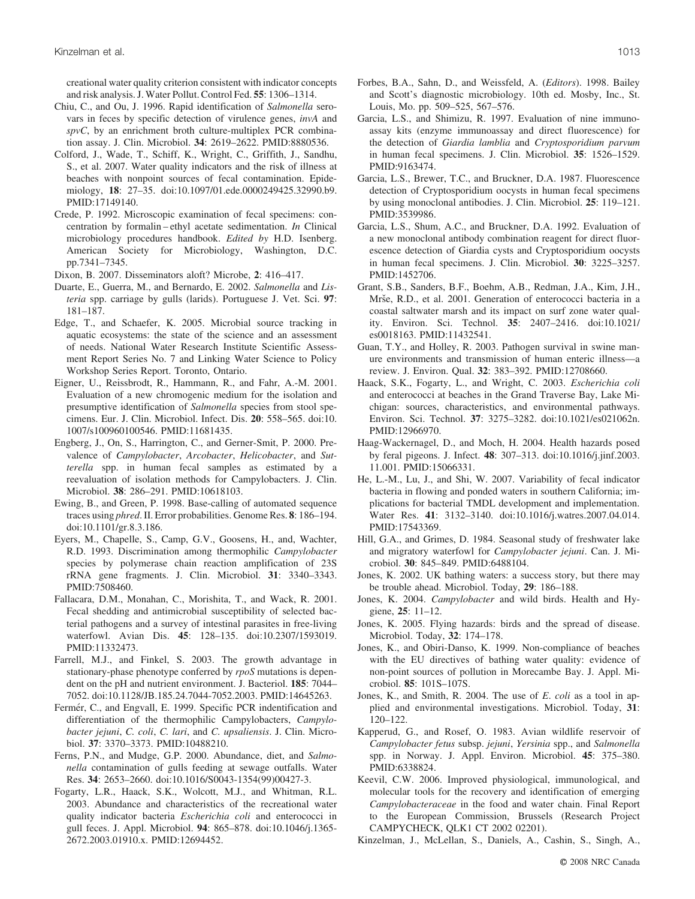creational water quality criterion consistent with indicator concepts and risk analysis. J. Water Pollut. Control Fed. **55**: 1306–1314.

Chiu, C., and Ou, J. 1996. Rapid identification of *Salmonella* serovars in feces by specific detection of virulence genes, *invA* and *spvC*, by an enrichment broth culture-multiplex PCR combination assay. J. Clin. Microbiol. **34**: 2619–2622. PMID:8880536.

Colford, J., Wade, T., Schiff, K., Wright, C., Griffith, J., Sandhu, S., et al. 2007. Water quality indicators and the risk of illness at beaches with nonpoint sources of fecal contamination. Epidemiology, **18**: 27–35. doi:10.1097/01.ede.0000249425.32990.b9. PMID:17149140.

Crede, P. 1992. Microscopic examination of fecal specimens: concentration by formalin – ethyl acetate sedimentation. *In* Clinical microbiology procedures handbook. *Edited by* H.D. Isenberg. American Society for Microbiology, Washington, D.C. pp.7341–7345.

Dixon, B. 2007. Disseminators aloft? Microbe, **2**: 416–417.

Duarte, E., Guerra, M., and Bernardo, E. 2002. *Salmonella* and *Listeria* spp. carriage by gulls (larids). Portuguese J. Vet. Sci. **97**: 181–187.

Edge, T., and Schaefer, K. 2005. Microbial source tracking in aquatic ecosystems: the state of the science and an assessment of needs. National Water Research Institute Scientific Assessment Report Series No. 7 and Linking Water Science to Policy Workshop Series Report. Toronto, Ontario.

Eigner, U., Reissbrodt, R., Hammann, R., and Fahr, A.-M. 2001. Evaluation of a new chromogenic medium for the isolation and presumptive identification of *Salmonella* species from stool specimens. Eur. J. Clin. Microbiol. Infect. Dis. **20**: 558–565. doi:10.1007/s100960100546. PMID:11681435.

Engberg, J., On, S., Harrington, C., and Gerner-Smit, P. 2000. Prevalence of *Campylobacter*, *Arcobacter*, *Helicobacter*, and *Sutterella* spp. in human fecal samples as estimated by a reevaluation of isolation methods for Campylobacters. J. Clin. Microbiol. **38**: 286–291. PMID:10618103.

Ewing, B., and Green, P. 1998. Base-calling of automated sequence traces using *phred*. II. Error probabilities. Genome Res. **8**: 186–194. doi:10.1101/gr.8.3.186.

Eyers, M., Chapelle, S., Camp, G.V., Goosens, H., and, Wachter, R.D. 1993. Discrimination among thermophilic *Campylobacter* species by polymerase chain reaction amplification of 23S rRNA gene fragments. J. Clin. Microbiol. **31**: 3340–3343. PMID:7508460.

Fallacara, D.M., Monahan, C., Morishita, T., and Wack, R. 2001. Fecal shedding and antimicrobial susceptibility of selected bacterial pathogens and a survey of intestinal parasites in free-living waterfowl. Avian Dis. **45**: 128–135. doi:10.2307/1593019. PMID:11332473.

Farrell, M.J., and Finkel, S. 2003. The growth advantage in stationary-phase phenotype conferred by *rpoS* mutations is dependent on the pH and nutrient environment. J. Bacteriol. **185**: 7044–7052. doi:10.1128/JB.185.24.7044-7052.2003. PMID:14645263.

Fermér, C., and Engvall, E. 1999. Specific PCR indentification and differentiation of the thermophilic Campylobacters, *Campylobacter jejuni*, *C. coli*, *C. lari*, and *C. upsaliensis*. J. Clin. Microbiol. **37**: 3370–3373. PMID:10488210.

Ferns, P.N., and Mudge, G.P. 2000. Abundance, diet, and *Salmonella* contamination of gulls feeding at sewage outfalls. Water Res. **34**: 2653–2660. doi:10.1016/S0043-1354(99)00427-3.

Fogarty, L.R., Haack, S.K., Wolcott, M.J., and Whitman, R.L. 2003. Abundance and characteristics of the recreational water quality indicator bacteria *Escherichia coli* and enterococci in gull feces. J. Appl. Microbiol. **94**: 865–878. doi:10.1046/j.1365-2672.2003.01910.x. PMID:12694452.

Forbes, B.A., Sahn, D., and Weissfeld, A. (*Editors*). 1998. Bailey and Scott's diagnostic microbiology. 10th ed. Mosby, Inc., St. Louis, Mo. pp. 509–525, 567–576.

Garcia, L.S., and Shimizu, R. 1997. Evaluation of nine immunoassay kits (enzyme immunoassay and direct fluorescence) for the detection of *Giardia lamblia* and *Cryptosporidium parvum* in human fecal specimens. J. Clin. Microbiol. **35**: 1526–1529. PMID:9163474.

Garcia, L.S., Brewer, T.C., and Bruckner, D.A. 1987. Fluorescence detection of Cryptosporidium oocysts in human fecal specimens by using monoclonal antibodies. J. Clin. Microbiol. **25**: 119–121. PMID:3539986.

Garcia, L.S., Shum, A.C., and Bruckner, D.A. 1992. Evaluation of a new monoclonal antibody combination reagent for direct fluorescence detection of Giardia cysts and Cryptosporidium oocysts in human fecal specimens. J. Clin. Microbiol. **30**: 3225–3257. PMID:1452706.

Grant, S.B., Sanders, B.F., Boehm, A.B., Redman, J.A., Kim, J.H., Mrše, R.D., et al. 2001. Generation of enterococci bacteria in a coastal saltwater marsh and its impact on surf zone water quality. Environ. Sci. Technol. **35**: 2407–2416. doi:10.1021/es0018163. PMID:11432541.

Guan, T.Y., and Holley, R. 2003. Pathogen survival in swine manure environments and transmission of human enteric illness—a review. J. Environ. Qual. **32**: 383–392. PMID:12708660.

Haack, S.K., Fogarty, L., and Wright, C. 2003. *Escherichia coli* and enterococci at beaches in the Grand Traverse Bay, Lake Michigan: sources, characteristics, and environmental pathways. Environ. Sci. Technol. **37**: 3275–3282. doi:10.1021/es021062n. PMID:12966970.

Haag-Wackernagel, D., and Moch, H. 2004. Health hazards posed by feral pigeons. J. Infect. **48**: 307–313. doi:10.1016/j.jinf.2003.11.001. PMID:15066331.

He, L.-M., Lu, J., and Shi, W. 2007. Variability of fecal indicator bacteria in flowing and ponded waters in southern California; implications for bacterial TMDL development and implementation. Water Res. **41**: 3132–3140. doi:10.1016/j.watres.2007.04.014. PMID:17543369.

Hill, G.A., and Grimes, D. 1984. Seasonal study of freshwater lake and migratory waterfowl for *Campylobacter jejuni*. Can. J. Microbiol. **30**: 845–849. PMID:6488104.

Jones, K. 2002. UK bathing waters: a success story, but there may be trouble ahead. Microbiol. Today, **29**: 186–188.

Jones, K. 2004. *Campylobacter* and wild birds. Health and Hygiene, **25**: 11–12.

Jones, K. 2005. Flying hazards: birds and the spread of disease. Microbiol. Today, **32**: 174–178.

Jones, K., and Obiri-Danso, K. 1999. Non-compliance of beaches with the EU directives of bathing water quality: evidence of non-point sources of pollution in Morecambe Bay. J. Appl. Microbiol. **85**: 101S–107S.

Jones, K., and Smith, R. 2004. The use of *E. coli* as a tool in applied and environmental investigations. Microbiol. Today, **31**: 120–122.

Kapperud, G., and Rosef, O. 1983. Avian wildlife reservoir of *Campylobacter fetus* subsp. *jejuni*, *Yersinia* spp., and *Salmonella* spp. in Norway. J. Appl. Environ. Microbiol. **45**: 375–380. PMID:6338824.

Keevil, C.W. 2006. Improved physiological, immunological, and molecular tools for the recovery and identification of emerging *Campylobacteraceae* in the food and water chain. Final Report to the European Commission, Brussels (Research Project CAMPYCHECK, QLK1 CT 2002 02201).

Kinzelman, J., McLellan, S., Daniels, A., Cashin, S., Singh, A.,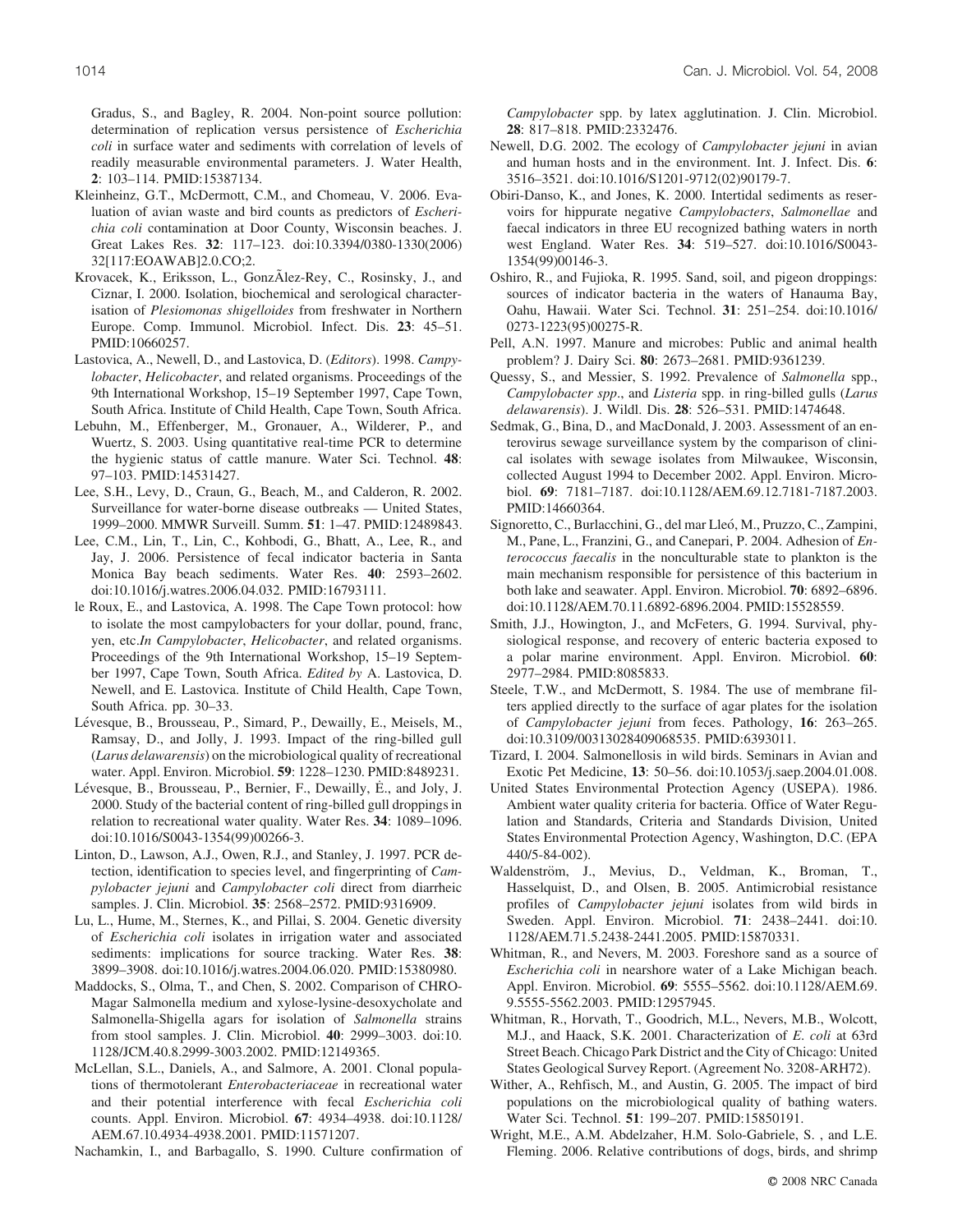Gradus, S., and Bagley, R. 2004. Non-point source pollution: determination of replication versus persistence of *Escherichia coli* in surface water and sediments with correlation of levels of readily measurable environmental parameters. J. Water Health, **2**: 103–114. PMID:15387134.

Kleinheinz, G.T., McDermott, C.M., and Chomeau, V. 2006. Evaluation of avian waste and bird counts as predictors of *Escherichia coli* contamination at Door County, Wisconsin beaches. J. Great Lakes Res. **32**: 117–123. doi:10.3394/0380-1330(2006)32[117:EOAWAB]2.0.CO;2.

Krovacek, K., Eriksson, L., GonzÃlez-Rey, C., Rosinsky, J., and Ciznar, I. 2000. Isolation, biochemical and serological characterisation of *Plesiomonas shigelloides* from freshwater in Northern Europe. Comp. Immunol. Microbiol. Infect. Dis. **23**: 45–51. PMID:10660257.

Lastovica, A., Newell, D., and Lastovica, D. (*Editors*). 1998. *Campylobacter*, *Helicobacter*, and related organisms. Proceedings of the 9th International Workshop, 15–19 September 1997, Cape Town, South Africa. Institute of Child Health, Cape Town, South Africa.

Lebuhn, M., Effenberger, M., Gronauer, A., Wilderer, P., and Wuertz, S. 2003. Using quantitative real-time PCR to determine the hygienic status of cattle manure. Water Sci. Technol. **48**: 97–103. PMID:14531427.

Lee, S.H., Levy, D., Craun, G., Beach, M., and Calderon, R. 2002. Surveillance for water-borne disease outbreaks — United States, 1999–2000. MMWR Surveill. Summ. **51**: 1–47. PMID:12489843.

Lee, C.M., Lin, T., Lin, C., Kohbodi, G., Bhatt, A., Lee, R., and Jay, J. 2006. Persistence of fecal indicator bacteria in Santa Monica Bay beach sediments. Water Res. **40**: 2593–2602. doi:10.1016/j.watres.2006.04.032. PMID:16793111.

le Roux, E., and Lastovica, A. 1998. The Cape Town protocol: how to isolate the most campylobacters for your dollar, pound, franc, yen, etc.*In Campylobacter*, *Helicobacter*, and related organisms. Proceedings of the 9th International Workshop, 15–19 September 1997, Cape Town, South Africa. *Edited by* A. Lastovica, D. Newell, and E. Lastovica. Institute of Child Health, Cape Town, South Africa. pp. 30–33.

Lévesque, B., Brousseau, P., Simard, P., Dewailly, E., Meisels, M., Ramsay, D., and Jolly, J. 1993. Impact of the ring-billed gull (*Larus delawarensis*) on the microbiological quality of recreational water. Appl. Environ. Microbiol. **59**: 1228–1230. PMID:8489231.

Lévesque, B., Brousseau, P., Bernier, F., Dewailly, É., and Joly, J. 2000. Study of the bacterial content of ring-billed gull droppings in relation to recreational water quality. Water Res. **34**: 1089–1096. doi:10.1016/S0043-1354(99)00266-3.

Linton, D., Lawson, A.J., Owen, R.J., and Stanley, J. 1997. PCR detection, identification to species level, and fingerprinting of *Campylobacter jejuni* and *Campylobacter coli* direct from diarrheic samples. J. Clin. Microbiol. **35**: 2568–2572. PMID:9316909.

Lu, L., Hume, M., Sternes, K., and Pillai, S. 2004. Genetic diversity of *Escherichia coli* isolates in irrigation water and associated sediments: implications for source tracking. Water Res. **38**: 3899–3908. doi:10.1016/j.watres.2004.06.020. PMID:15380980.

Maddocks, S., Olma, T., and Chen, S. 2002. Comparison of CHROMagar Salmonella medium and xylose-lysine-desoxycholate and Salmonella-Shigella agars for isolation of *Salmonella* strains from stool samples. J. Clin. Microbiol. **40**: 2999–3003. doi:10.1128/JCM.40.8.2999-3003.2002. PMID:12149365.

McLellan, S.L., Daniels, A., and Salmore, A. 2001. Clonal populations of thermotolerant *Enterobacteriaceae* in recreational water and their potential interference with fecal *Escherichia coli* counts. Appl. Environ. Microbiol. **67**: 4934–4938. doi:10.1128/AEM.67.10.4934-4938.2001. PMID:11571207.

Nachamkin, I., and Barbagallo, S. 1990. Culture confirmation of *Campylobacter* spp. by latex agglutination. J. Clin. Microbiol. **28**: 817–818. PMID:2332476.

Newell, D.G. 2002. The ecology of *Campylobacter jejuni* in avian and human hosts and in the environment. Int. J. Infect. Dis. **6**: 3516–3521. doi:10.1016/S1201-9712(02)90179-7.

Obiri-Danso, K., and Jones, K. 2000. Intertidal sediments as reservoirs for hippurate negative *Campylobacters*, *Salmonellae* and faecal indicators in three EU recognized bathing waters in north west England. Water Res. **34**: 519–527. doi:10.1016/S0043-1354(99)00146-3.

Oshiro, R., and Fujioka, R. 1995. Sand, soil, and pigeon droppings: sources of indicator bacteria in the waters of Hanauma Bay, Oahu, Hawaii. Water Sci. Technol. **31**: 251–254. doi:10.1016/0273-1223(95)00275-R.

Pell, A.N. 1997. Manure and microbes: Public and animal health problem? J. Dairy Sci. **80**: 2673–2681. PMID:9361239.

Quessy, S., and Messier, S. 1992. Prevalence of *Salmonella* spp., *Campylobacter spp*., and *Listeria* spp. in ring-billed gulls (*Larus delawarensis*). J. Wildl. Dis. **28**: 526–531. PMID:1474648.

Sedmak, G., Bina, D., and MacDonald, J. 2003. Assessment of an enterovirus sewage surveillance system by the comparison of clinical isolates with sewage isolates from Milwaukee, Wisconsin, collected August 1994 to December 2002. Appl. Environ. Microbiol. **69**: 7181–7187. doi:10.1128/AEM.69.12.7181-7187.2003. PMID:14660364.

Signoretto, C., Burlacchini, G., del mar Lleó, M., Pruzzo, C., Zampini, M., Pane, L., Franzini, G., and Canepari, P. 2004. Adhesion of *Enterococcus faecalis* in the nonculturable state to plankton is the main mechanism responsible for persistence of this bacterium in both lake and seawater. Appl. Environ. Microbiol. **70**: 6892–6896. doi:10.1128/AEM.70.11.6892-6896.2004. PMID:15528559.

Smith, J.J., Howington, J., and McFeters, G. 1994. Survival, physiological response, and recovery of enteric bacteria exposed to a polar marine environment. Appl. Environ. Microbiol. **60**: 2977–2984. PMID:8085833.

Steele, T.W., and McDermott, S. 1984. The use of membrane filters applied directly to the surface of agar plates for the isolation of *Campylobacter jejuni* from feces. Pathology, **16**: 263–265. doi:10.3109/00313028409068535. PMID:6393011.

Tizard, I. 2004. Salmonellosis in wild birds. Seminars in Avian and Exotic Pet Medicine, **13**: 50–56. doi:10.1053/j.saep.2004.01.008.

United States Environmental Protection Agency (USEPA). 1986. Ambient water quality criteria for bacteria. Office of Water Regulation and Standards, Criteria and Standards Division, United States Environmental Protection Agency, Washington, D.C. (EPA 440/5-84-002).

Waldenström, J., Mevius, D., Veldman, K., Broman, T., Hasselquist, D., and Olsen, B. 2005. Antimicrobial resistance profiles of *Campylobacter jejuni* isolates from wild birds in Sweden. Appl. Environ. Microbiol. **71**: 2438–2441. doi:10.1128/AEM.71.5.2438-2441.2005. PMID:15870331.

Whitman, R., and Nevers, M. 2003. Foreshore sand as a source of *Escherichia coli* in nearshore water of a Lake Michigan beach. Appl. Environ. Microbiol. **69**: 5555–5562. doi:10.1128/AEM.69.9.5555-5562.2003. PMID:12957945.

Whitman, R., Horvath, T., Goodrich, M.L., Nevers, M.B., Wolcott, M.J., and Haack, S.K. 2001. Characterization of *E. coli* at 63rd Street Beach. Chicago Park District and the City of Chicago: United States Geological Survey Report. (Agreement No. 3208-ARH72).

Wither, A., Rehfisch, M., and Austin, G. 2005. The impact of bird populations on the microbiological quality of bathing waters. Water Sci. Technol. **51**: 199–207. PMID:15850191.

Wright, M.E., A.M. Abdelzaher, H.M. Solo-Gabriele, S. , and L.E. Fleming. 2006. Relative contributions of dogs, birds, and shrimp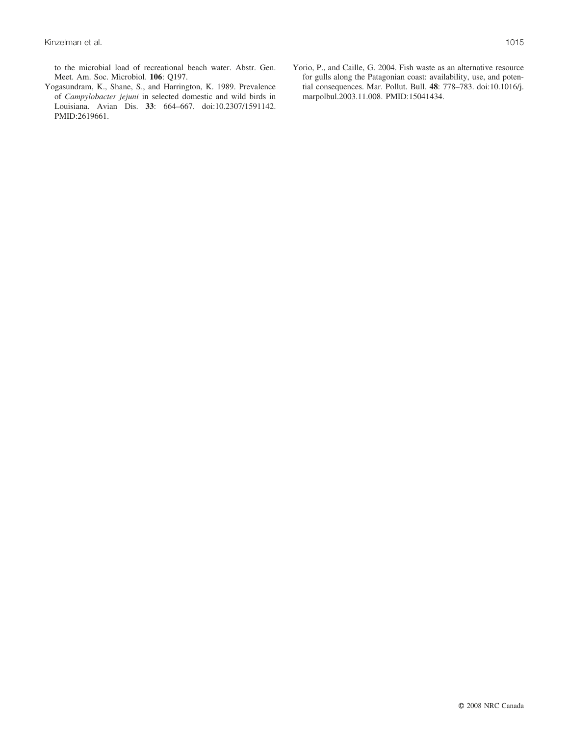to the microbial load of recreational beach water. Abstr. Gen. Meet. Am. Soc. Microbiol. **106**: Q197.

Yogasundram, K., Shane, S., and Harrington, K. 1989. Prevalence of *Campylobacter jejuni* in selected domestic and wild birds in Louisiana. Avian Dis. **33**: 664–667. doi:10.2307/1591142. PMID:2619661.

Yorio, P., and Caille, G. 2004. Fish waste as an alternative resource for gulls along the Patagonian coast: availability, use, and potential consequences. Mar. Pollut. Bull. **48**: 778–783. doi:10.1016/j.marpolbul.2003.11.008. PMID:15041434.